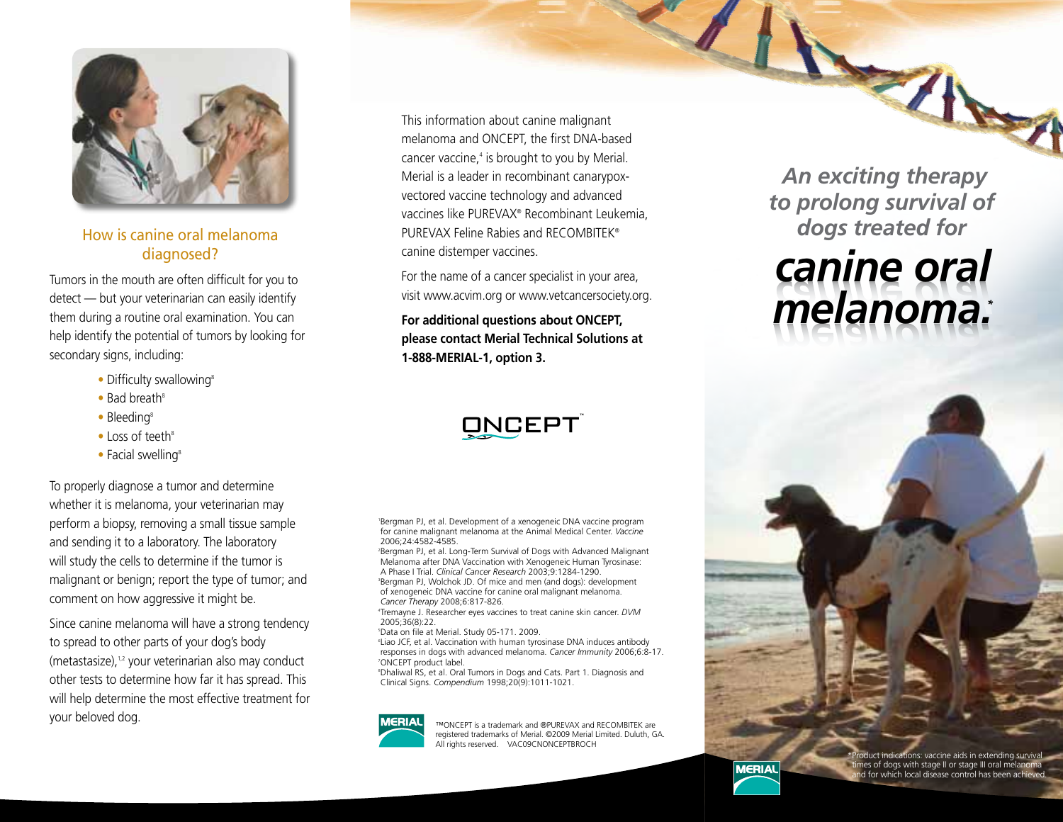## How is canine oral melanoma diagnosed?

Tumors in the mouth are often difficult for you to detect — but your veterinarian can easily identify them during a routine oral examination. You can help identify the potential of tumors by looking for secondary signs, including:

- Difficulty swallowing[8]
- Bad breath[8]
- Bleeding[8]
- Loss of teeth[8]
- Facial swelling[8]

To properly diagnose a tumor and determine whether it is melanoma, your veterinarian may perform a biopsy, removing a small tissue sample and sending it to a laboratory. The laboratory will study the cells to determine if the tumor is malignant or benign; report the type of tumor; and comment on how aggressive it might be.

Since canine melanoma will have a strong tendency to spread to other parts of your dog's body (metastasize),[1,2] your veterinarian also may conduct other tests to determine how far it has spread. This will help determine the most effective treatment for your beloved dog.

This information about canine malignant melanoma and ONCEPT, the first DNA-based cancer vaccine,[4] is brought to you by Merial. Merial is a leader in recombinant canarypox-vectored vaccine technology and advanced vaccines like PUREVAX® Recombinant Leukemia, PUREVAX Feline Rabies and RECOMBITEK® canine distemper vaccines.

For the name of a cancer specialist in your area, visit www.acvim.org or www.vetcancersociety.org.

**For additional questions about ONCEPT, please contact Merial Technical Solutions at 1-888-MERIAL-1, option 3.**

ONCEPT™

[1]Bergman PJ, et al. Development of a xenogeneic DNA vaccine program for canine malignant melanoma at the Animal Medical Center. *Vaccine* 2006;24:4582-4585.
[2]Bergman PJ, et al. Long-Term Survival of Dogs with Advanced Malignant Melanoma after DNA Vaccination with Xenogeneic Human Tyrosinase: A Phase I Trial. *Clinical Cancer Research* 2003;9:1284-1290.
[3]Bergman PJ, Wolchok JD. Of mice and men (and dogs): development of xenogeneic DNA vaccine for canine oral malignant melanoma. *Cancer Therapy* 2008;6:817-826.
[4]Tremayne J. Researcher eyes vaccines to treat canine skin cancer. *DVM* 2005;36(8):22.
[5]Data on file at Merial. Study 05-171. 2009.
[6]Liao JCF, et al. Vaccination with human tyrosinase DNA induces antibody responses in dogs with advanced melanoma. *Cancer Immunity* 2006;6:8-17.
[7]ONCEPT product label.
[8]Dhaliwal RS, et al. Oral Tumors in Dogs and Cats. Part 1. Diagnosis and Clinical Signs. *Compendium* 1998;20(9):1011-1021.

MERIAL

™ONCEPT is a trademark and ®PUREVAX and RECOMBITEK are registered trademarks of Merial. ©2009 Merial Limited. Duluth, GA. All rights reserved. VAC09CNONCEPTBROCH

# *An exciting therapy to prolong survival of dogs treated for*

# *canine oral melanoma.**

MERIAL

*Product indications: vaccine aids in extending survival times of dogs with stage II or stage III oral melanoma and for which local disease control has been achieved.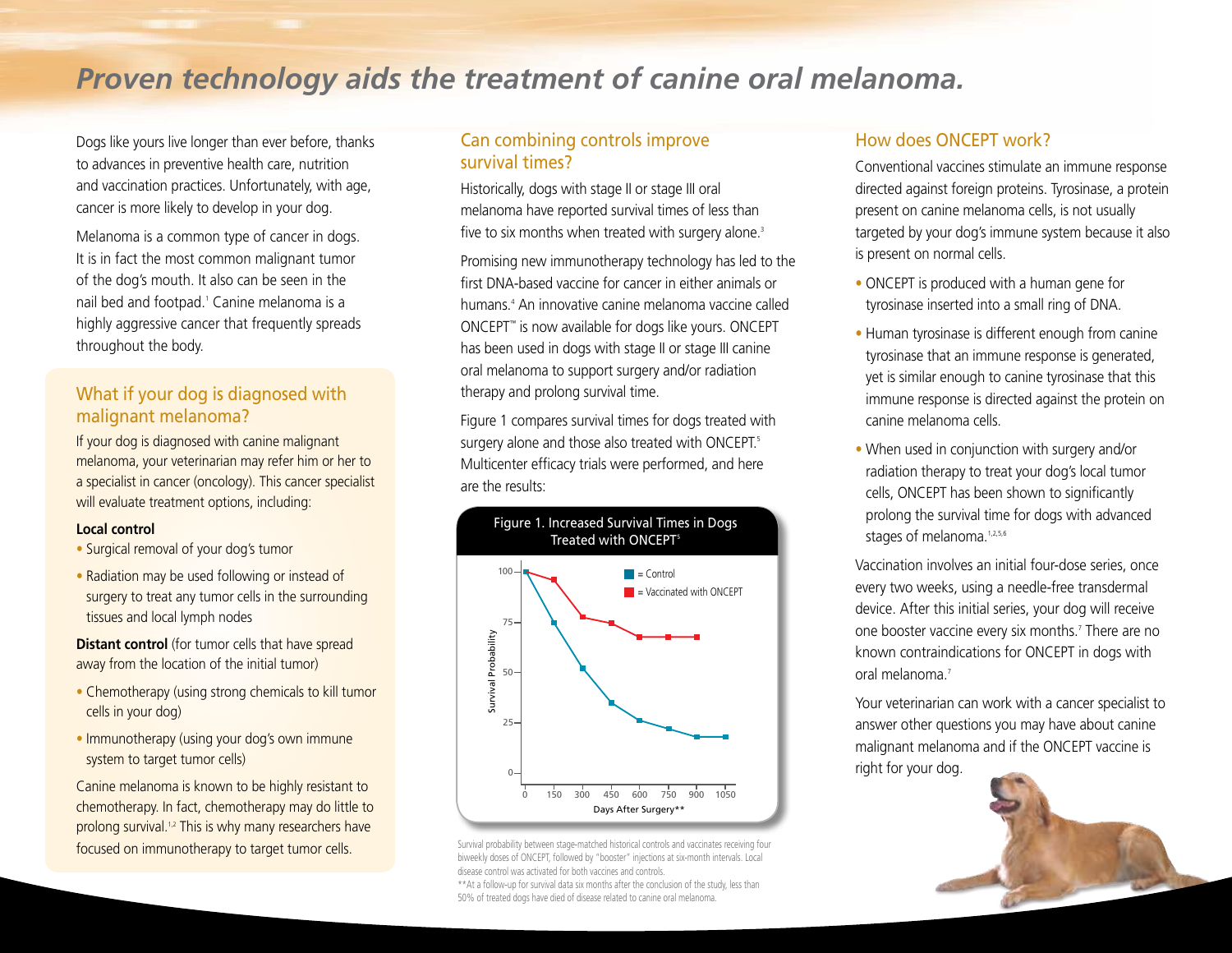# *Proven technology aids the treatment of canine oral melanoma.*

Dogs like yours live longer than ever before, thanks to advances in preventive health care, nutrition and vaccination practices. Unfortunately, with age, cancer is more likely to develop in your dog.

Melanoma is a common type of cancer in dogs. It is in fact the most common malignant tumor of the dog's mouth. It also can be seen in the nail bed and footpad.[1] Canine melanoma is a highly aggressive cancer that frequently spreads throughout the body.

## What if your dog is diagnosed with malignant melanoma?

If your dog is diagnosed with canine malignant melanoma, your veterinarian may refer him or her to a specialist in cancer (oncology). This cancer specialist will evaluate treatment options, including:

**Local control**

- Surgical removal of your dog's tumor
- Radiation may be used following or instead of surgery to treat any tumor cells in the surrounding tissues and local lymph nodes

**Distant control** (for tumor cells that have spread away from the location of the initial tumor)

- Chemotherapy (using strong chemicals to kill tumor cells in your dog)
- Immunotherapy (using your dog's own immune system to target tumor cells)

Canine melanoma is known to be highly resistant to chemotherapy. In fact, chemotherapy may do little to prolong survival.[1,2] This is why many researchers have focused on immunotherapy to target tumor cells.

## Can combining controls improve survival times?

Historically, dogs with stage II or stage III oral melanoma have reported survival times of less than five to six months when treated with surgery alone.[3]

Promising new immunotherapy technology has led to the first DNA-based vaccine for cancer in either animals or humans.[4] An innovative canine melanoma vaccine called ONCEPT™ is now available for dogs like yours. ONCEPT has been used in dogs with stage II or stage III canine oral melanoma to support surgery and/or radiation therapy and prolong survival time.

Figure 1 compares survival times for dogs treated with surgery alone and those also treated with ONCEPT.[5] Multicenter efficacy trials were performed, and here are the results:

**Figure 1. Increased Survival Times in Dogs Treated with ONCEPT[5]**

= Control
= Vaccinated with ONCEPT

Survival Probability
100
75
50
25
0

0 150 300 450 600 750 900 1050
Days After Surgery**

Survival probability between stage-matched historical controls and vaccinates receiving four biweekly doses of ONCEPT, followed by "booster" injections at six-month intervals. Local disease control was activated for both vaccines and controls.

**At a follow-up for survival data six months after the conclusion of the study, less than 50% of treated dogs have died of disease related to canine oral melanoma.

## How does ONCEPT work?

Conventional vaccines stimulate an immune response directed against foreign proteins. Tyrosinase, a protein present on canine melanoma cells, is not usually targeted by your dog's immune system because it also is present on normal cells.

- ONCEPT is produced with a human gene for tyrosinase inserted into a small ring of DNA.
- Human tyrosinase is different enough from canine tyrosinase that an immune response is generated, yet is similar enough to canine tyrosinase that this immune response is directed against the protein on canine melanoma cells.
- When used in conjunction with surgery and/or radiation therapy to treat your dog's local tumor cells, ONCEPT has been shown to significantly prolong the survival time for dogs with advanced stages of melanoma.[1,2,5,6]

Vaccination involves an initial four-dose series, once every two weeks, using a needle-free transdermal device. After this initial series, your dog will receive one booster vaccine every six months.[7] There are no known contraindications for ONCEPT in dogs with oral melanoma.[7]

Your veterinarian can work with a cancer specialist to answer other questions you may have about canine malignant melanoma and if the ONCEPT vaccine is right for your dog.